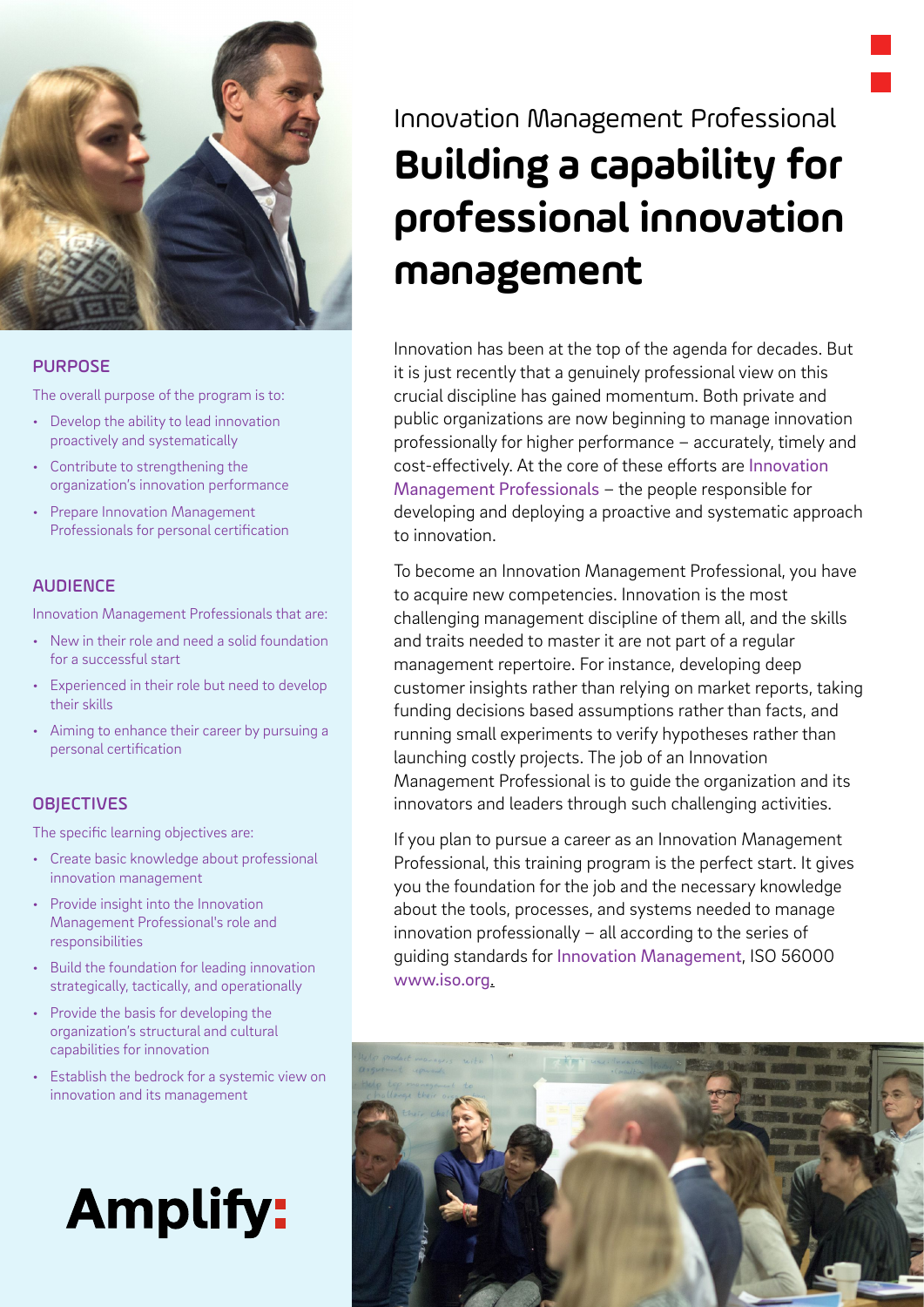Innovation Management Professional

# Building a capability for professional innovation management

Innovation has been at the top of the agenda for decades. But it is just recently that a genuinely professional view on this crucial discipline has gained momentum. Both private and public organizations are now beginning to manage innovation professionally for higher performance – accurately, timely and cost-effectively. At the core of these efforts are Innovation Management Professionals – the people responsible for developing and deploying a proactive and systematic approach to innovation.

To become an Innovation Management Professional, you have to acquire new competencies. Innovation is the most challenging management discipline of them all, and the skills and traits needed to master it are not part of a regular management repertoire. For instance, developing deep customer insights rather than relying on market reports, taking funding decisions based assumptions rather than facts, and running small experiments to verify hypotheses rather than launching costly projects. The job of an Innovation Management Professional is to guide the organization and its innovators and leaders through such challenging activities.

If you plan to pursue a career as an Innovation Management Professional, this training program is the perfect start. It gives you the foundation for the job and the necessary knowledge about the tools, processes, and systems needed to manage innovation professionally – all according to the series of guiding standards for Innovation Management, ISO 56000 www.iso.org.

## PURPOSE

The overall purpose of the program is to:

- Develop the ability to lead innovation proactively and systematically
- Contribute to strengthening the organization's innovation performance
- Prepare Innovation Management Professionals for personal certification

## AUDIENCE

Innovation Management Professionals that are:

- New in their role and need a solid foundation for a successful start
- Experienced in their role but need to develop their skills
- Aiming to enhance their career by pursuing a personal certification

## OBJECTIVES

The specific learning objectives are:

- Create basic knowledge about professional innovation management
- Provide insight into the Innovation Management Professional's role and responsibilities
- Build the foundation for leading innovation strategically, tactically, and operationally
- Provide the basis for developing the organization's structural and cultural capabilities for innovation
- Establish the bedrock for a systemic view on innovation and its management

Amplify: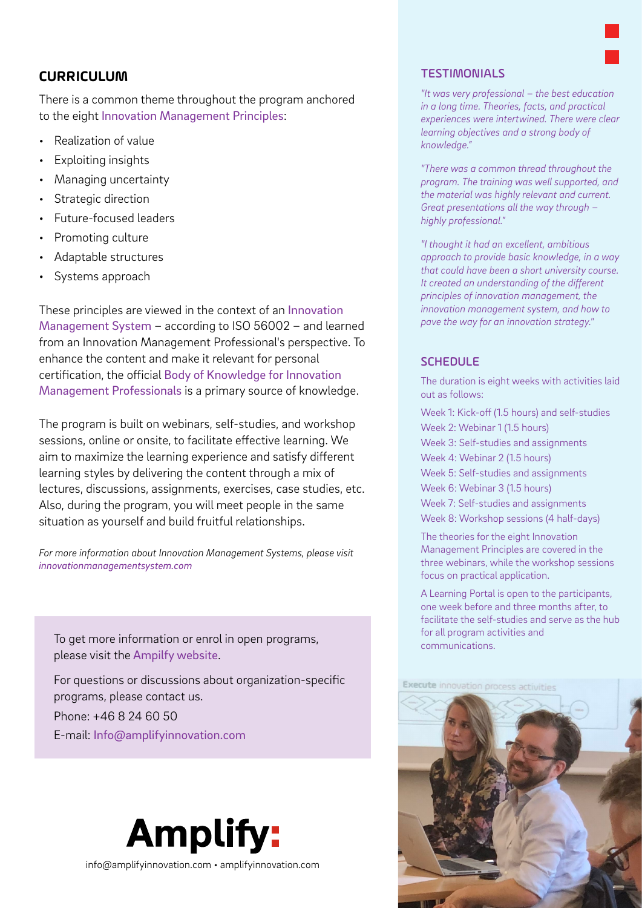## CURRICULUM

There is a common theme throughout the program anchored to the eight Innovation Management Principles:

- Realization of value
- Exploiting insights
- Managing uncertainty
- Strategic direction
- Future-focused leaders
- Promoting culture
- Adaptable structures
- Systems approach

These principles are viewed in the context of an Innovation Management System – according to ISO 56002 – and learned from an Innovation Management Professional's perspective. To enhance the content and make it relevant for personal certification, the official Body of Knowledge for Innovation Management Professionals is a primary source of knowledge.

The program is built on webinars, self-studies, and workshop sessions, online or onsite, to facilitate effective learning. We aim to maximize the learning experience and satisfy different learning styles by delivering the content through a mix of lectures, discussions, assignments, exercises, case studies, etc. Also, during the program, you will meet people in the same situation as yourself and build fruitful relationships.

*For more information about Innovation Management Systems, please visit innovationmanagementsystem.com*

To get more information or enrol in open programs, please visit the Ampilfy website.

For questions or discussions about organization-specific programs, please contact us.

Phone: +46 8 24 60 50

E-mail: Info@amplifyinnovation.com

## TESTIMONIALS

*"It was very professional – the best education in a long time. Theories, facts, and practical experiences were intertwined. There were clear learning objectives and a strong body of knowledge."*

*"There was a common thread throughout the program. The training was well supported, and the material was highly relevant and current. Great presentations all the way through – highly professional."*

*"I thought it had an excellent, ambitious approach to provide basic knowledge, in a way that could have been a short university course. It created an understanding of the different principles of innovation management, the innovation management system, and how to pave the way for an innovation strategy."*

## SCHEDULE

The duration is eight weeks with activities laid out as follows:

Week 1: Kick-off (1.5 hours) and self-studies
Week 2: Webinar 1 (1.5 hours)
Week 3: Self-studies and assignments
Week 4: Webinar 2 (1.5 hours)
Week 5: Self-studies and assignments
Week 6: Webinar 3 (1.5 hours)
Week 7: Self-studies and assignments
Week 8: Workshop sessions (4 half-days)

The theories for the eight Innovation Management Principles are covered in the three webinars, while the workshop sessions focus on practical application.

A Learning Portal is open to the participants, one week before and three months after, to facilitate the self-studies and serve as the hub for all program activities and communications.

**Amplify:**

info@amplifyinnovation.com • amplifyinnovation.com